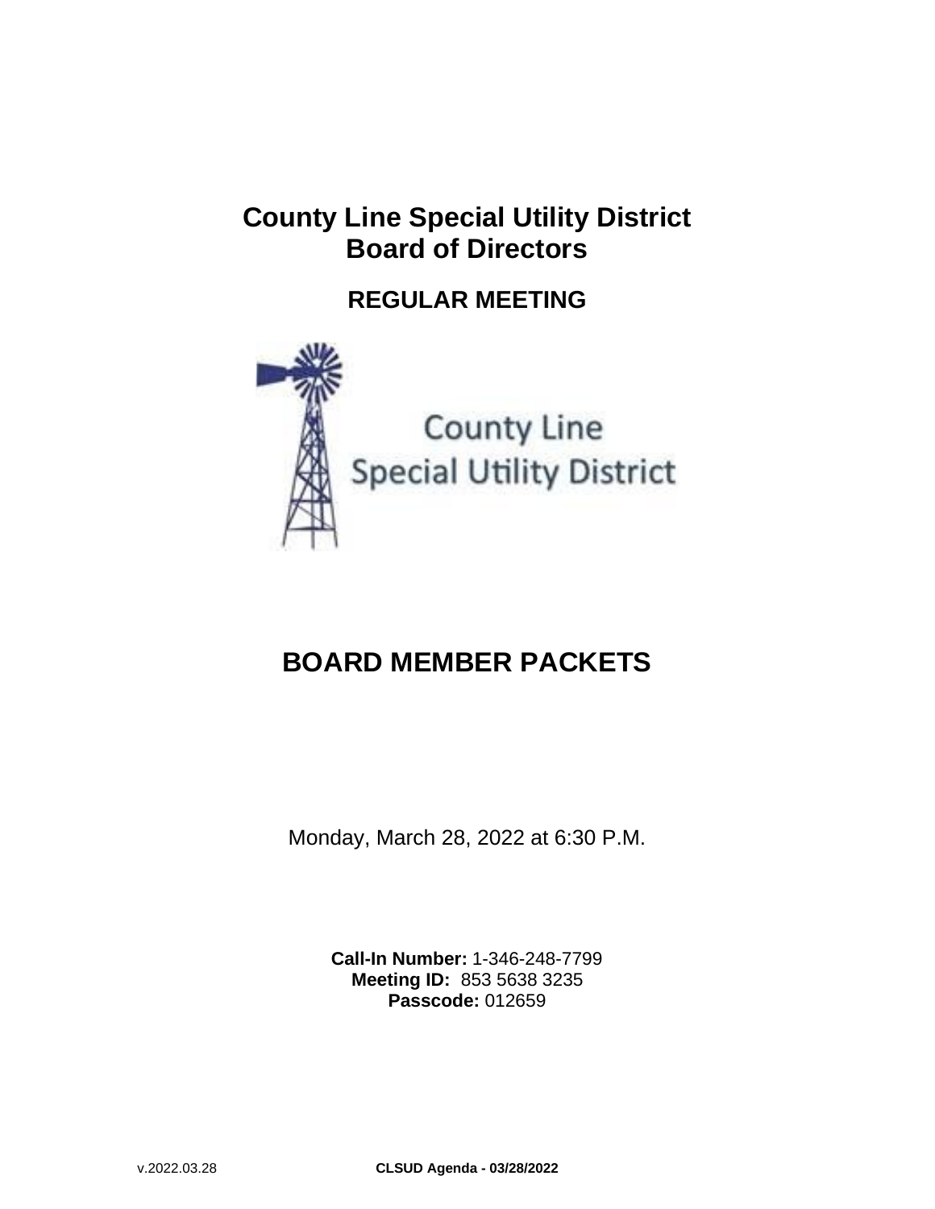# County Line Special Utility District
# Board of Directors

## REGULAR MEETING

County Line
Special Utility District

# BOARD MEMBER PACKETS

Monday, March 28, 2022 at 6:30 P.M.

**Call-In Number:** 1-346-248-7799
**Meeting ID:** 853 5638 3235
**Passcode:** 012659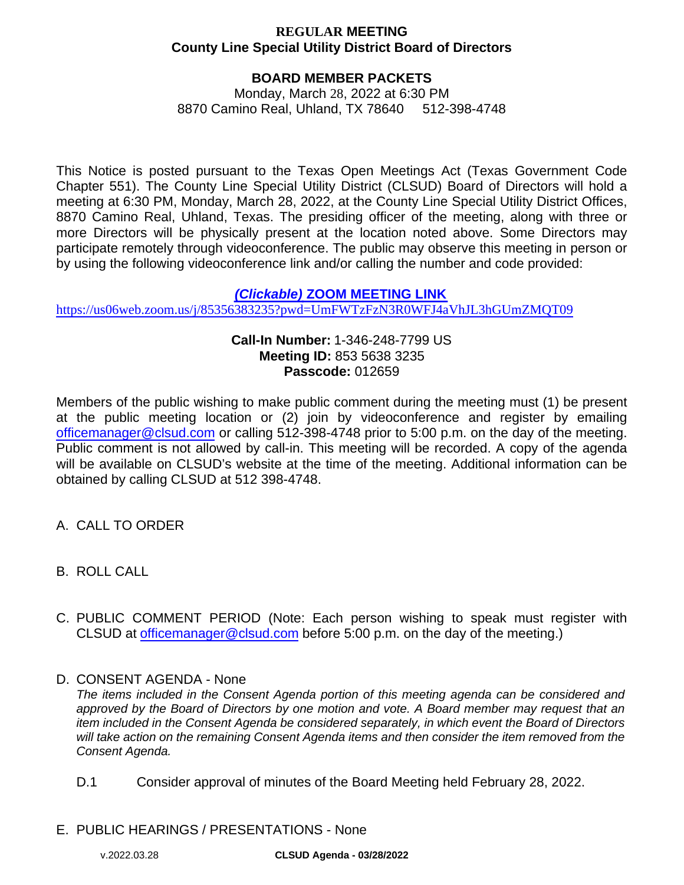**REGULAR MEETING**
**County Line Special Utility District Board of Directors**

**BOARD MEMBER PACKETS**

Monday, March 28, 2022 at 6:30 PM
8870 Camino Real, Uhland, TX 78640   512-398-4748

This Notice is posted pursuant to the Texas Open Meetings Act (Texas Government Code Chapter 551). The County Line Special Utility District (CLSUD) Board of Directors will hold a meeting at 6:30 PM, Monday, March 28, 2022, at the County Line Special Utility District Offices, 8870 Camino Real, Uhland, Texas. The presiding officer of the meeting, along with three or more Directors will be physically present at the location noted above. Some Directors may participate remotely through videoconference. The public may observe this meeting in person or by using the following videoconference link and/or calling the number and code provided:

***(Clickable)* ZOOM MEETING LINK**

https://us06web.zoom.us/j/85356383235?pwd=UmFWTzFzN3R0WFJ4aVhJL3hGUmZMQT09

**Call-In Number:** 1-346-248-7799 US
**Meeting ID:** 853 5638 3235
**Passcode:** 012659

Members of the public wishing to make public comment during the meeting must (1) be present at the public meeting location or (2) join by videoconference and register by emailing officemanager@clsud.com or calling 512-398-4748 prior to 5:00 p.m. on the day of the meeting. Public comment is not allowed by call-in. This meeting will be recorded. A copy of the agenda will be available on CLSUD's website at the time of the meeting. Additional information can be obtained by calling CLSUD at 512 398-4748.

A. CALL TO ORDER

B. ROLL CALL

C. PUBLIC COMMENT PERIOD (Note: Each person wishing to speak must register with CLSUD at officemanager@clsud.com before 5:00 p.m. on the day of the meeting.)

D. CONSENT AGENDA - None

*The items included in the Consent Agenda portion of this meeting agenda can be considered and approved by the Board of Directors by one motion and vote. A Board member may request that an item included in the Consent Agenda be considered separately, in which event the Board of Directors will take action on the remaining Consent Agenda items and then consider the item removed from the Consent Agenda.*

D.1 Consider approval of minutes of the Board Meeting held February 28, 2022.

E. PUBLIC HEARINGS / PRESENTATIONS - None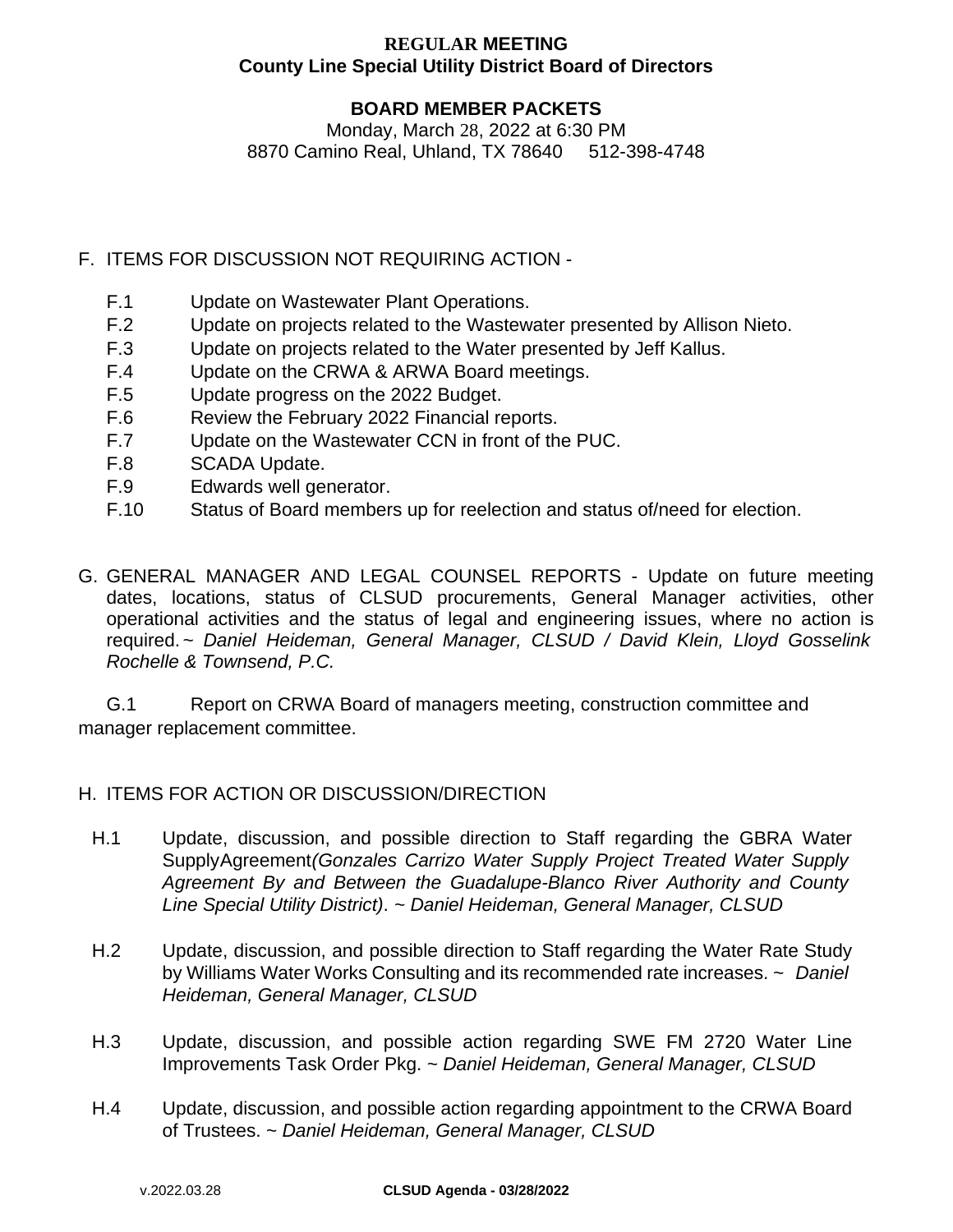**REGULAR MEETING**
**County Line Special Utility District Board of Directors**

**BOARD MEMBER PACKETS**
Monday, March 28, 2022 at 6:30 PM
8870 Camino Real, Uhland, TX 78640 512-398-4748

F. ITEMS FOR DISCUSSION NOT REQUIRING ACTION -

- F.1 Update on Wastewater Plant Operations.
- F.2 Update on projects related to the Wastewater presented by Allison Nieto.
- F.3 Update on projects related to the Water presented by Jeff Kallus.
- F.4 Update on the CRWA & ARWA Board meetings.
- F.5 Update progress on the 2022 Budget.
- F.6 Review the February 2022 Financial reports.
- F.7 Update on the Wastewater CCN in front of the PUC.
- F.8 SCADA Update.
- F.9 Edwards well generator.
- F.10 Status of Board members up for reelection and status of/need for election.

G. GENERAL MANAGER AND LEGAL COUNSEL REPORTS - Update on future meeting dates, locations, status of CLSUD procurements, General Manager activities, other operational activities and the status of legal and engineering issues, where no action is required. ~ *Daniel Heideman, General Manager, CLSUD / David Klein, Lloyd Gosselink Rochelle & Townsend, P.C.*

G.1 Report on CRWA Board of managers meeting, construction committee and manager replacement committee.

H. ITEMS FOR ACTION OR DISCUSSION/DIRECTION

- H.1 Update, discussion, and possible direction to Staff regarding the GBRA Water SupplyAgreement*(Gonzales Carrizo Water Supply Project Treated Water Supply Agreement By and Between the Guadalupe-Blanco River Authority and County Line Special Utility District)*. ~ *Daniel Heideman, General Manager, CLSUD*

- H.2 Update, discussion, and possible direction to Staff regarding the Water Rate Study by Williams Water Works Consulting and its recommended rate increases. ~ *Daniel Heideman, General Manager, CLSUD*

- H.3 Update, discussion, and possible action regarding SWE FM 2720 Water Line Improvements Task Order Pkg. ~ *Daniel Heideman, General Manager, CLSUD*

- H.4 Update, discussion, and possible action regarding appointment to the CRWA Board of Trustees. ~ *Daniel Heideman, General Manager, CLSUD*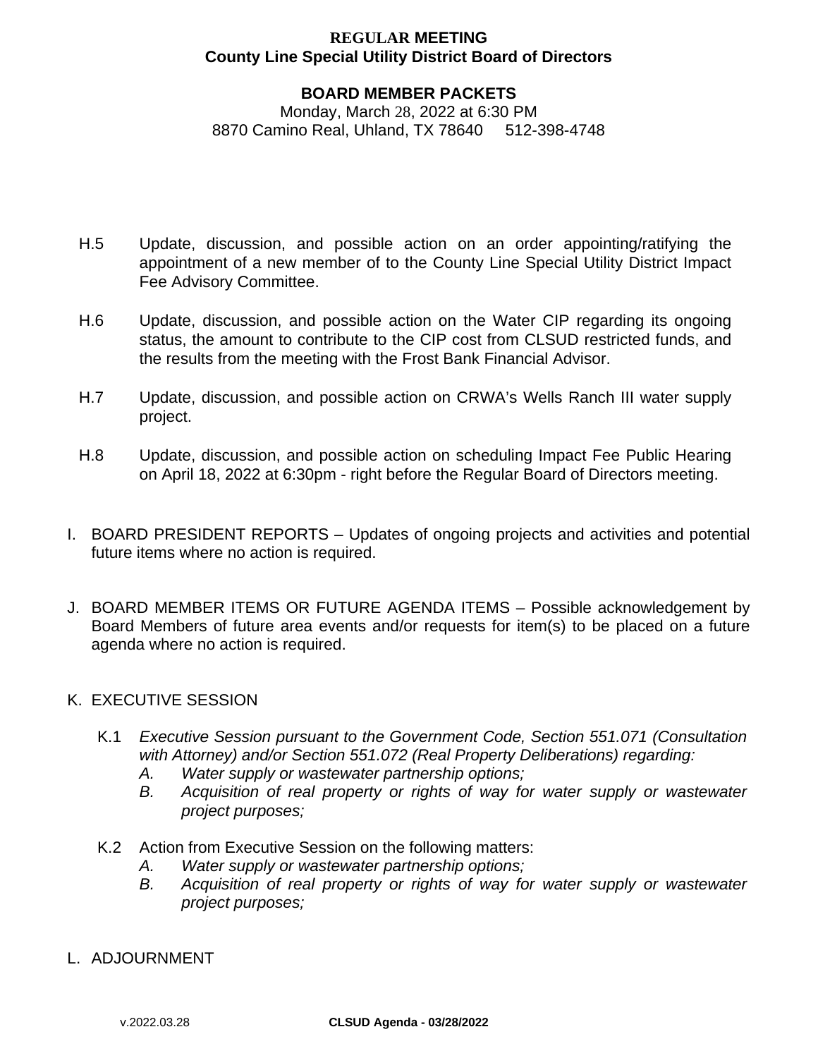**REGULAR MEETING**
**County Line Special Utility District Board of Directors**

**BOARD MEMBER PACKETS**
Monday, March 28, 2022 at 6:30 PM
8870 Camino Real, Uhland, TX 78640     512-398-4748

H.5 Update, discussion, and possible action on an order appointing/ratifying the appointment of a new member of to the County Line Special Utility District Impact Fee Advisory Committee.

H.6 Update, discussion, and possible action on the Water CIP regarding its ongoing status, the amount to contribute to the CIP cost from CLSUD restricted funds, and the results from the meeting with the Frost Bank Financial Advisor.

H.7 Update, discussion, and possible action on CRWA's Wells Ranch III water supply project.

H.8 Update, discussion, and possible action on scheduling Impact Fee Public Hearing on April 18, 2022 at 6:30pm - right before the Regular Board of Directors meeting.

I. BOARD PRESIDENT REPORTS – Updates of ongoing projects and activities and potential future items where no action is required.

J. BOARD MEMBER ITEMS OR FUTURE AGENDA ITEMS – Possible acknowledgement by Board Members of future area events and/or requests for item(s) to be placed on a future agenda where no action is required.

K. EXECUTIVE SESSION

K.1 *Executive Session pursuant to the Government Code, Section 551.071 (Consultation with Attorney) and/or Section 551.072 (Real Property Deliberations) regarding:*
*A. Water supply or wastewater partnership options;*
*B. Acquisition of real property or rights of way for water supply or wastewater project purposes;*

K.2 Action from Executive Session on the following matters:
*A. Water supply or wastewater partnership options;*
*B. Acquisition of real property or rights of way for water supply or wastewater project purposes;*

L. ADJOURNMENT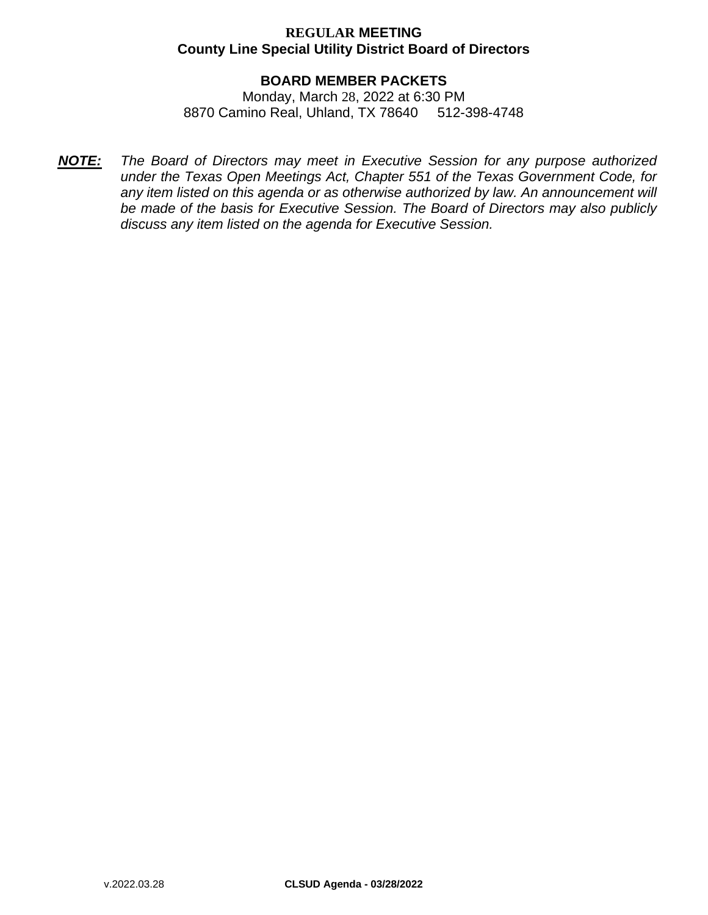**REGULAR MEETING**
**County Line Special Utility District Board of Directors**

**BOARD MEMBER PACKETS**
Monday, March 28, 2022 at 6:30 PM
8870 Camino Real, Uhland, TX 78640     512-398-4748

***NOTE:*** *The Board of Directors may meet in Executive Session for any purpose authorized under the Texas Open Meetings Act, Chapter 551 of the Texas Government Code, for any item listed on this agenda or as otherwise authorized by law. An announcement will be made of the basis for Executive Session. The Board of Directors may also publicly discuss any item listed on the agenda for Executive Session.*